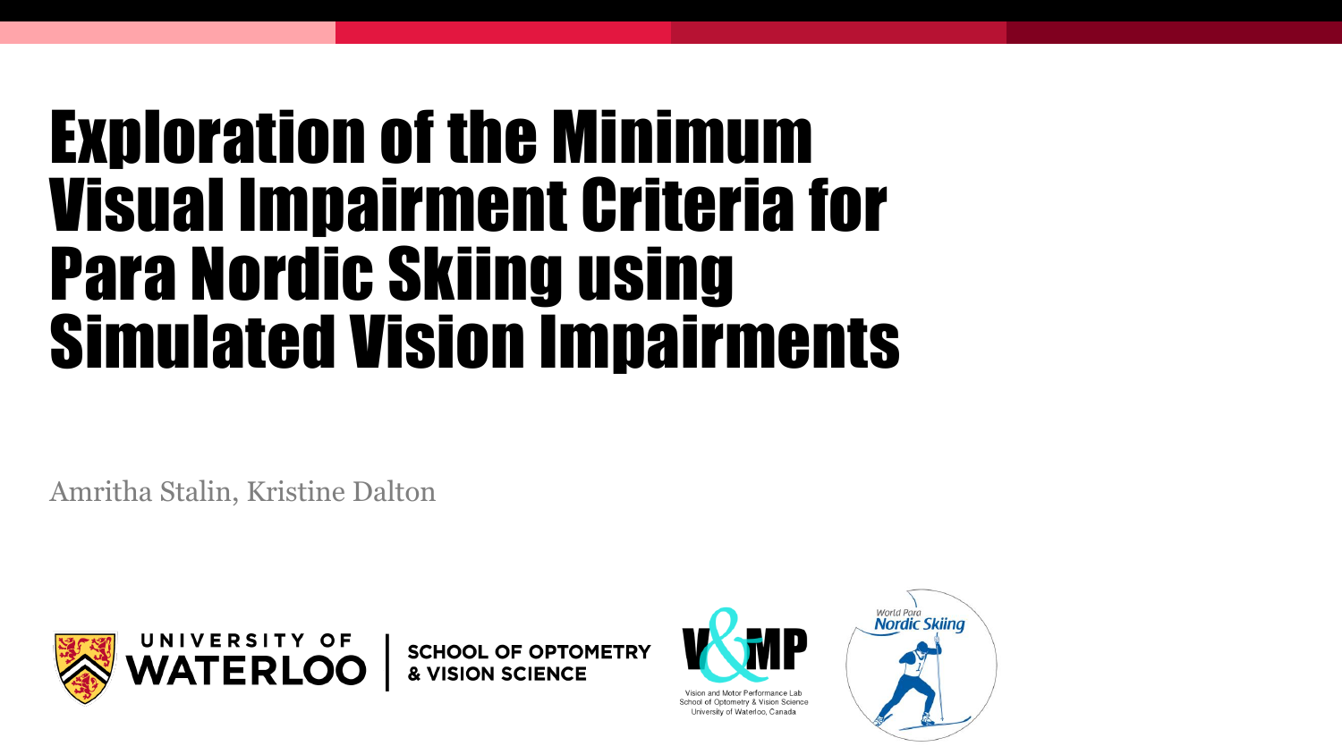# Exploration of the Minimum Visual Impairment Criteria for Para Nordic Skiing using Simulated Vision Impairments

Amritha Stalin, Kristine Dalton

UNIVERSITY OF WATERLOO | SCHOOL OF OPTOMETRY & VISION SCIENCE

V&MP
Vision and Motor Performance Lab
School of Optometry & Vision Science
University of Waterloo, Canada

World Para Nordic Skiing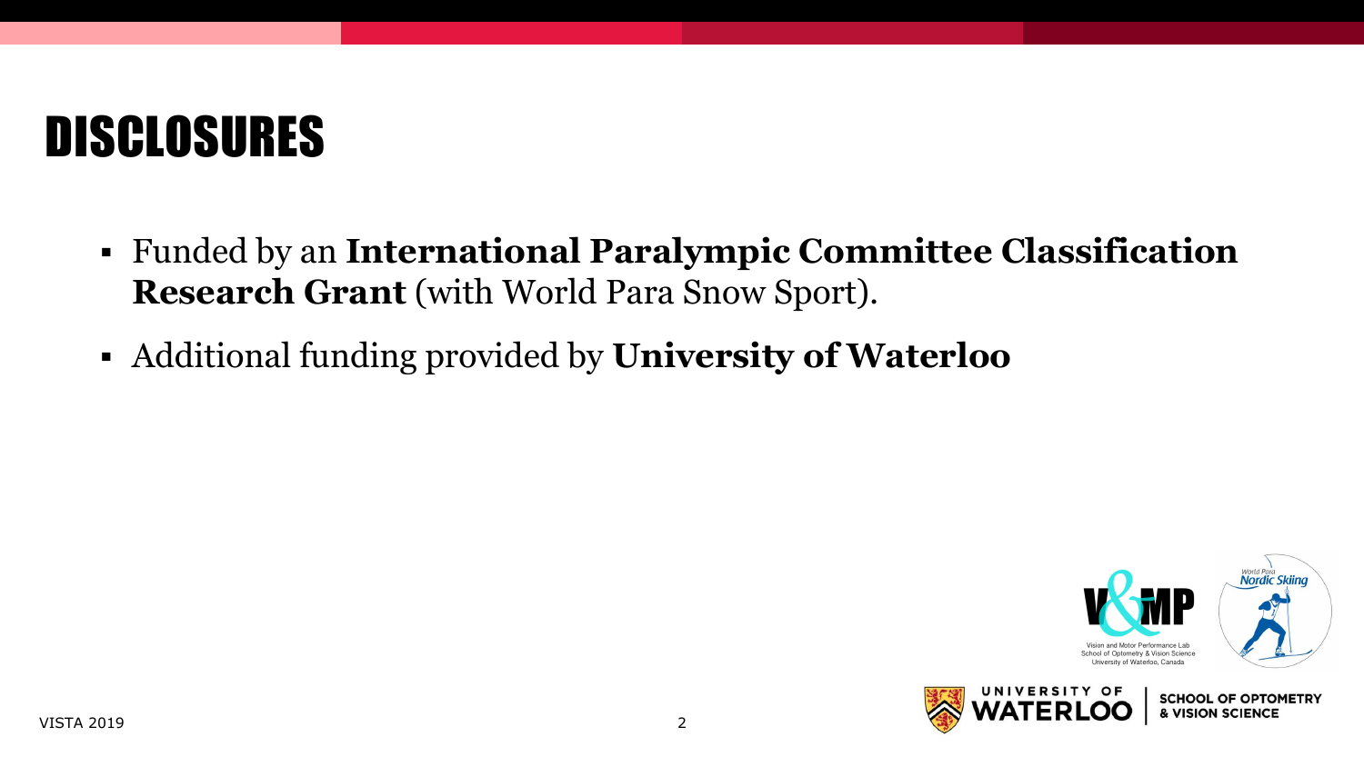# DISCLOSURES

- Funded by an **International Paralympic Committee Classification Research Grant** (with World Para Snow Sport).
- Additional funding provided by **University of Waterloo**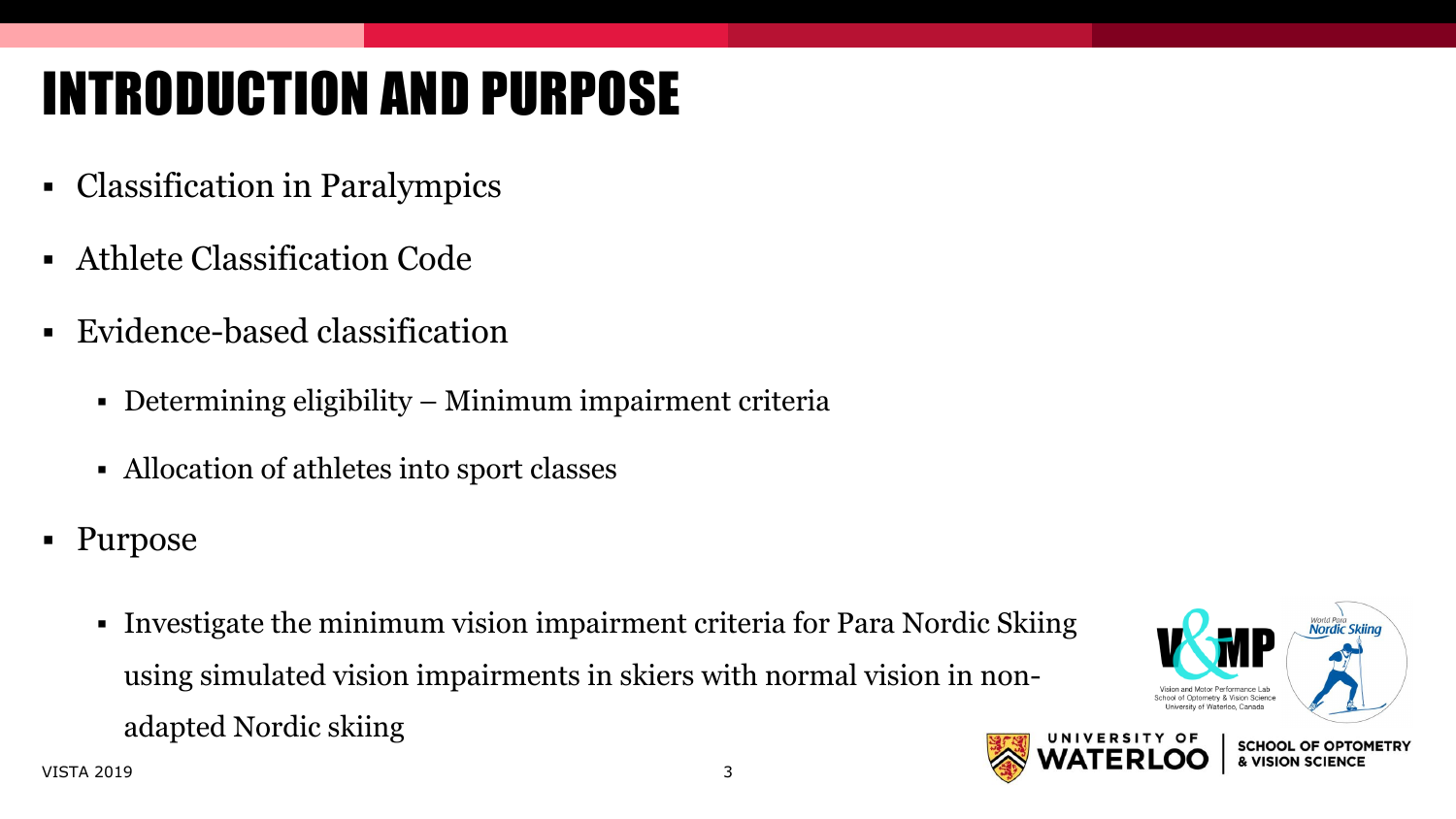# INTRODUCTION AND PURPOSE

- Classification in Paralympics
- Athlete Classification Code
- Evidence-based classification
  - Determining eligibility – Minimum impairment criteria
  - Allocation of athletes into sport classes
- Purpose
  - Investigate the minimum vision impairment criteria for Para Nordic Skiing using simulated vision impairments in skiers with normal vision in non-adapted Nordic skiing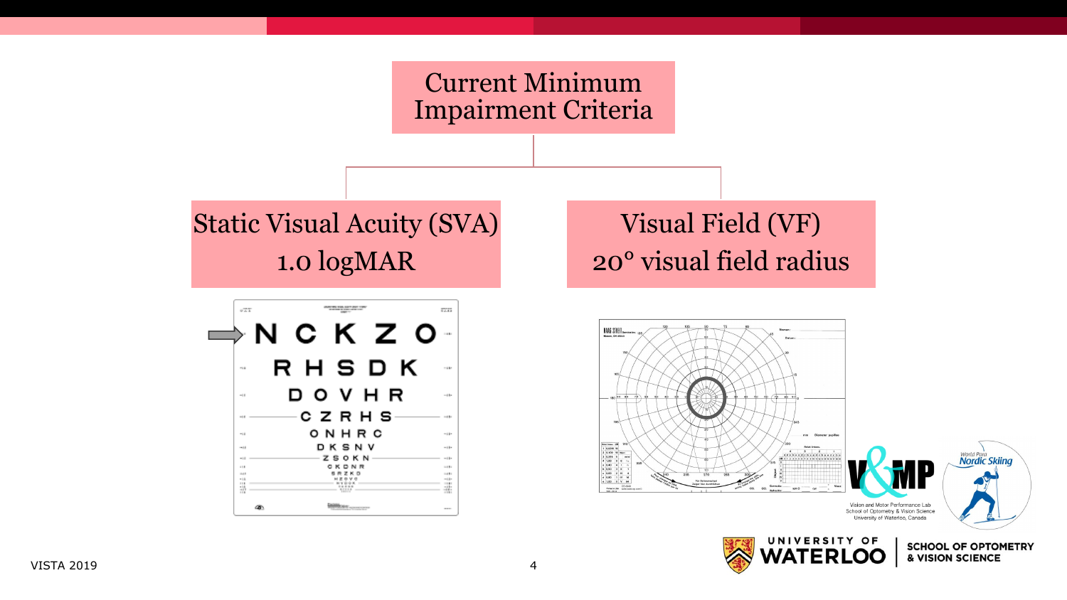# Current Minimum Impairment Criteria

## Static Visual Acuity (SVA)

1.0 logMAR

## Visual Field (VF)

20° visual field radius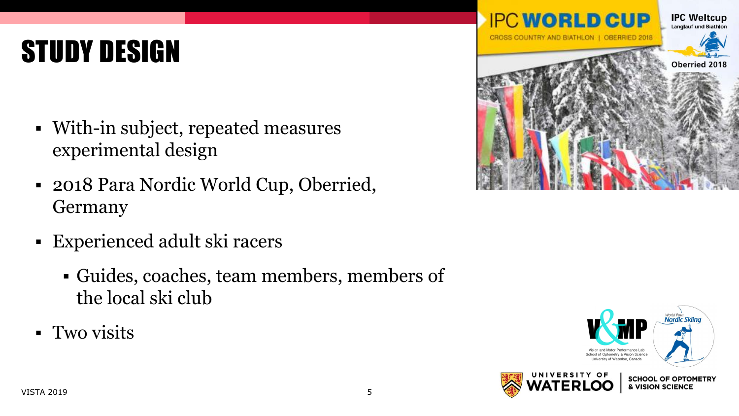# STUDY DESIGN

- With-in subject, repeated measures experimental design
- 2018 Para Nordic World Cup, Oberried, Germany
- Experienced adult ski racers
  - Guides, coaches, team members, members of the local ski club
- Two visits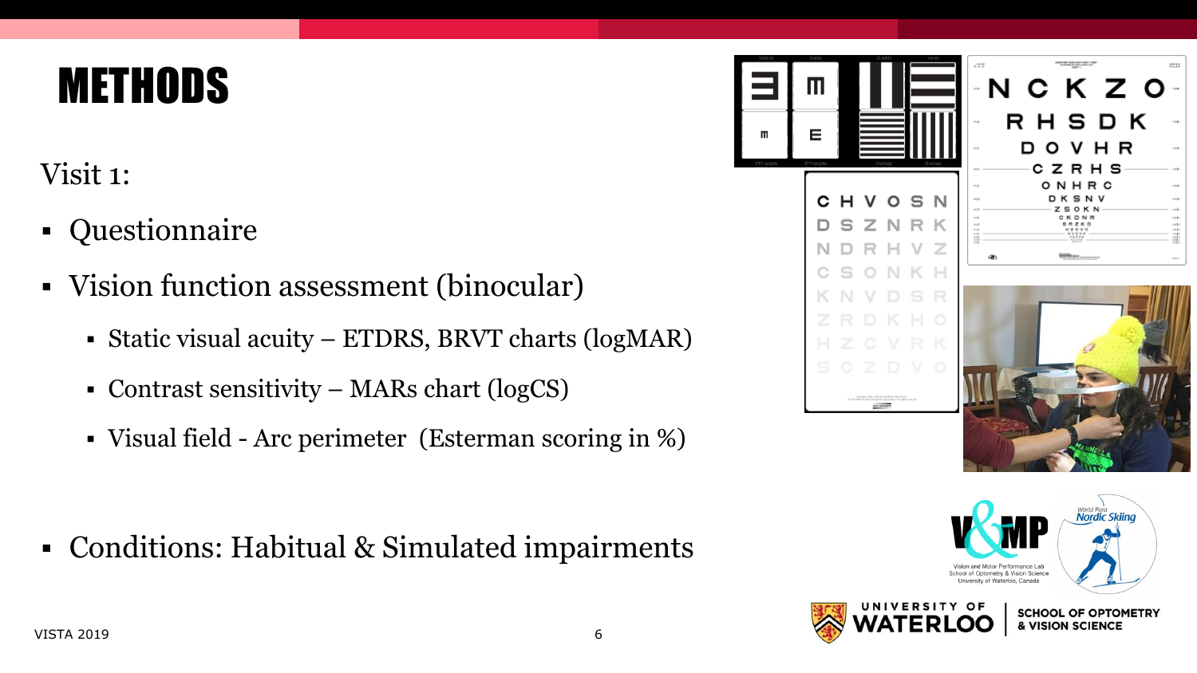# METHODS

Visit 1:

- Questionnaire
- Vision function assessment (binocular)
  - Static visual acuity – ETDRS, BRVT charts (logMAR)
  - Contrast sensitivity – MARs chart (logCS)
  - Visual field - Arc perimeter (Esterman scoring in %)

- Conditions: Habitual & Simulated impairments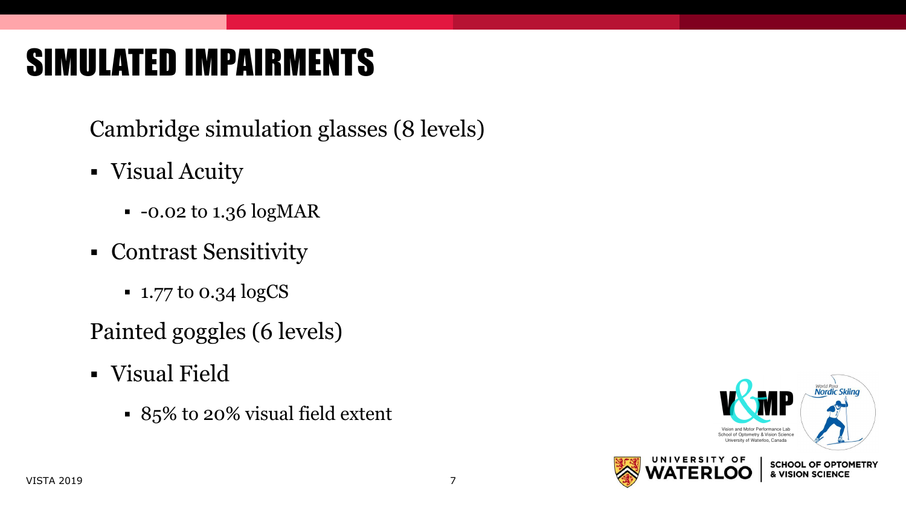# SIMULATED IMPAIRMENTS

Cambridge simulation glasses (8 levels)

- Visual Acuity
  - -0.02 to 1.36 logMAR
- Contrast Sensitivity
  - 1.77 to 0.34 logCS

Painted goggles (6 levels)

- Visual Field
  - 85% to 20% visual field extent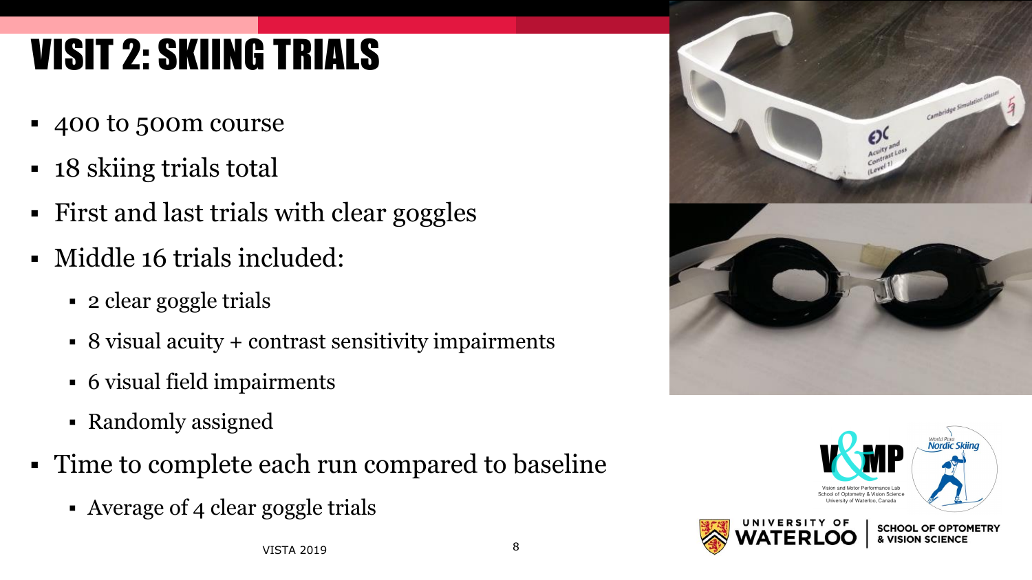# VISIT 2: SKIING TRIALS

- 400 to 500m course
- 18 skiing trials total
- First and last trials with clear goggles
- Middle 16 trials included:
  - 2 clear goggle trials
  - 8 visual acuity + contrast sensitivity impairments
  - 6 visual field impairments
  - Randomly assigned
- Time to complete each run compared to baseline
  - Average of 4 clear goggle trials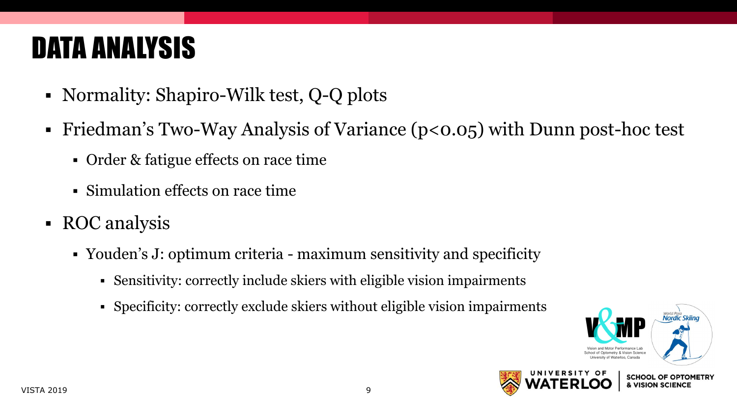# DATA ANALYSIS

- Normality: Shapiro-Wilk test, Q-Q plots
- Friedman's Two-Way Analysis of Variance ($p<0.05$) with Dunn post-hoc test
  - Order & fatigue effects on race time
  - Simulation effects on race time
- ROC analysis
  - Youden's J: optimum criteria - maximum sensitivity and specificity
    - Sensitivity: correctly include skiers with eligible vision impairments
    - Specificity: correctly exclude skiers without eligible vision impairments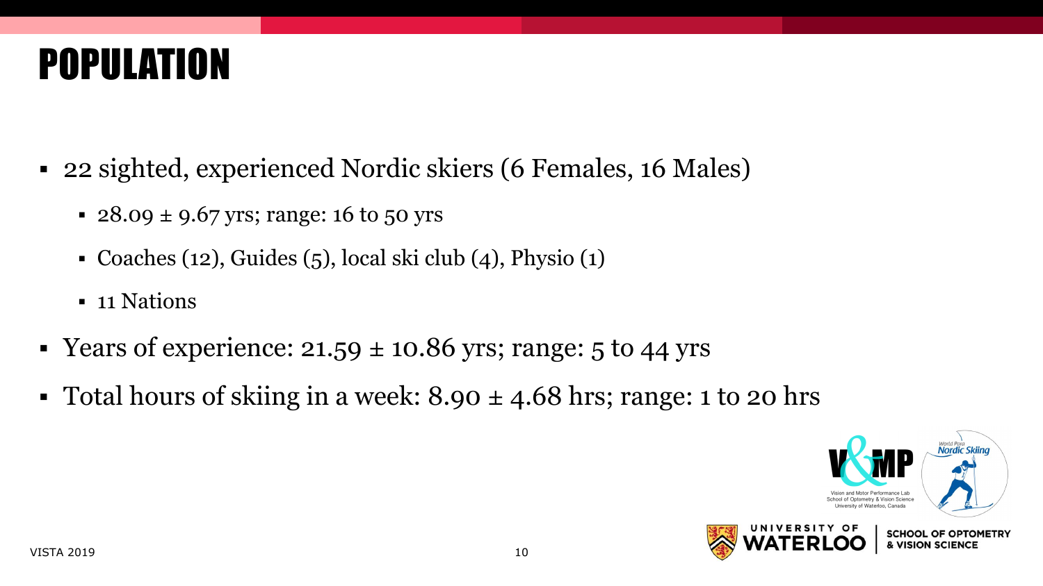# POPULATION

- 22 sighted, experienced Nordic skiers (6 Females, 16 Males)
  - $28.09 \pm 9.67$ yrs; range: 16 to 50 yrs
  - Coaches (12), Guides (5), local ski club (4), Physio (1)
  - 11 Nations
- Years of experience: $21.59 \pm 10.86$ yrs; range: 5 to 44 yrs
- Total hours of skiing in a week: $8.90 \pm 4.68$ hrs; range: 1 to 20 hrs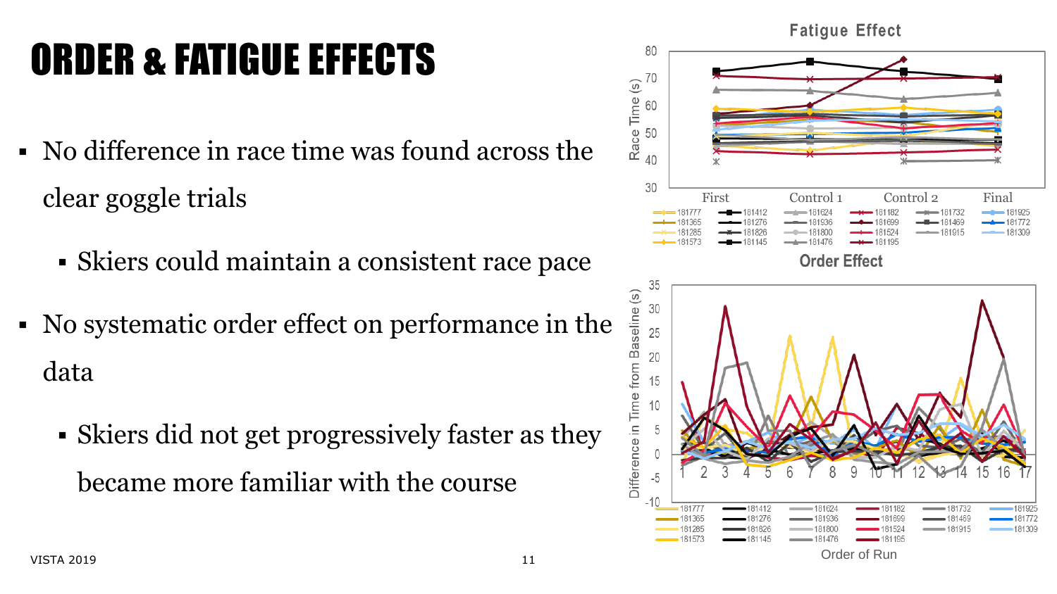# ORDER & FATIGUE EFFECTS

- No difference in race time was found across the clear goggle trials
  - Skiers could maintain a consistent race pace
- No systematic order effect on performance in the data
  - Skiers did not get progressively faster as they became more familiar with the course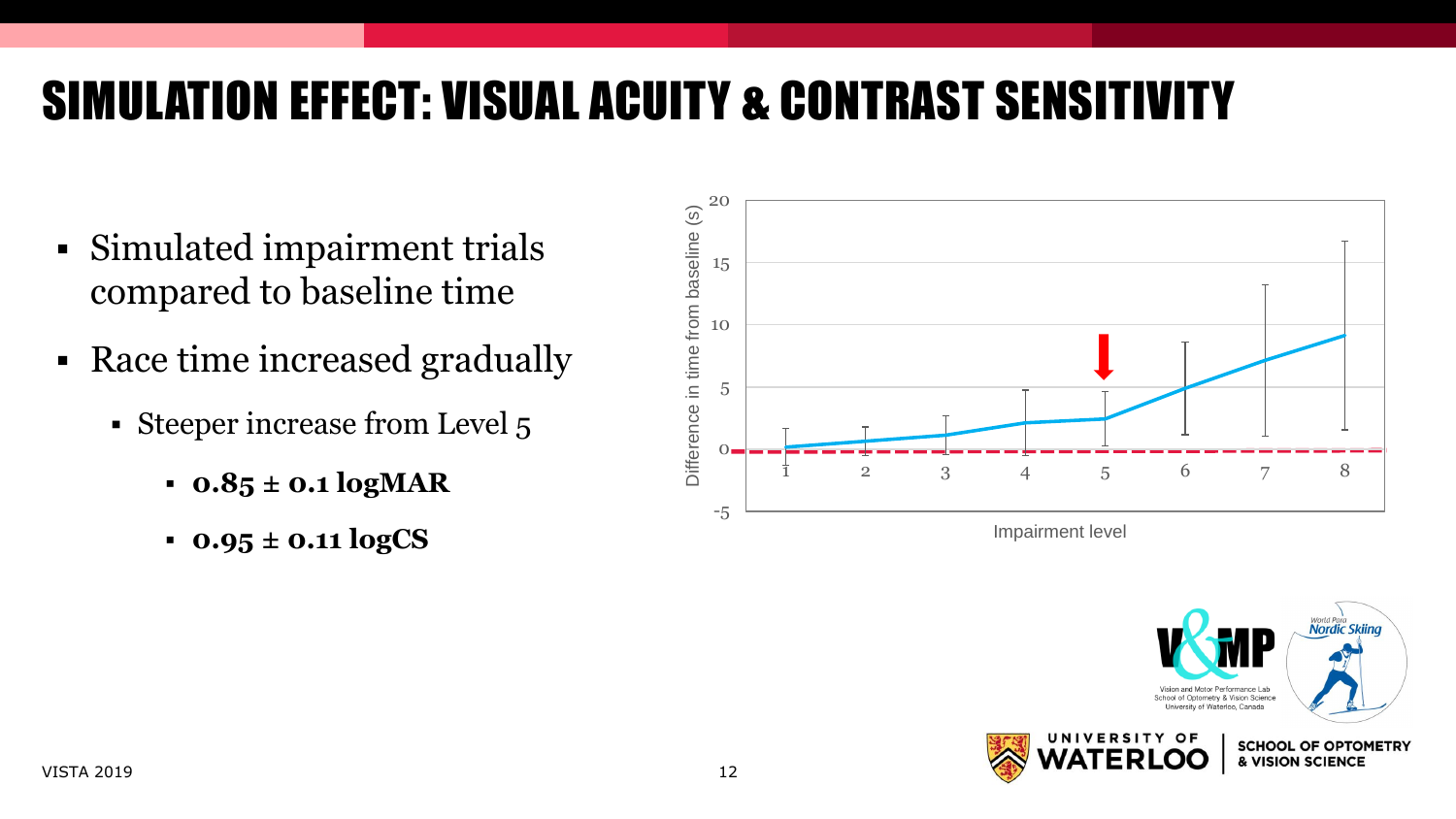# SIMULATION EFFECT: VISUAL ACUITY & CONTRAST SENSITIVITY

- Simulated impairment trials compared to baseline time
- Race time increased gradually
  - Steeper increase from Level 5
    - **0.85 ± 0.1 logMAR**
    - **0.95 ± 0.11 logCS**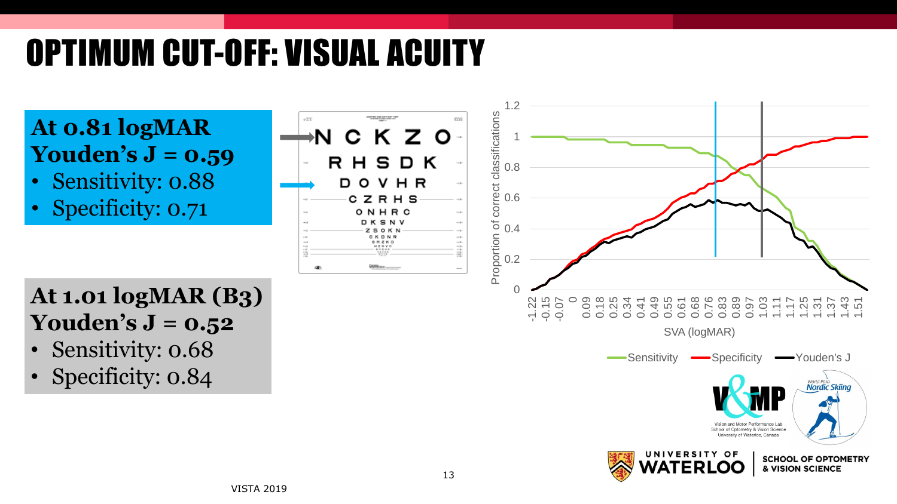# OPTIMUM CUT-OFF: VISUAL ACUITY

**At 0.81 logMAR**
**Youden's J = 0.59**

- Sensitivity: 0.88
- Specificity: 0.71

**At 1.01 logMAR (B3)**
**Youden's J = 0.52**

- Sensitivity: 0.68
- Specificity: 0.84

VISTA 2019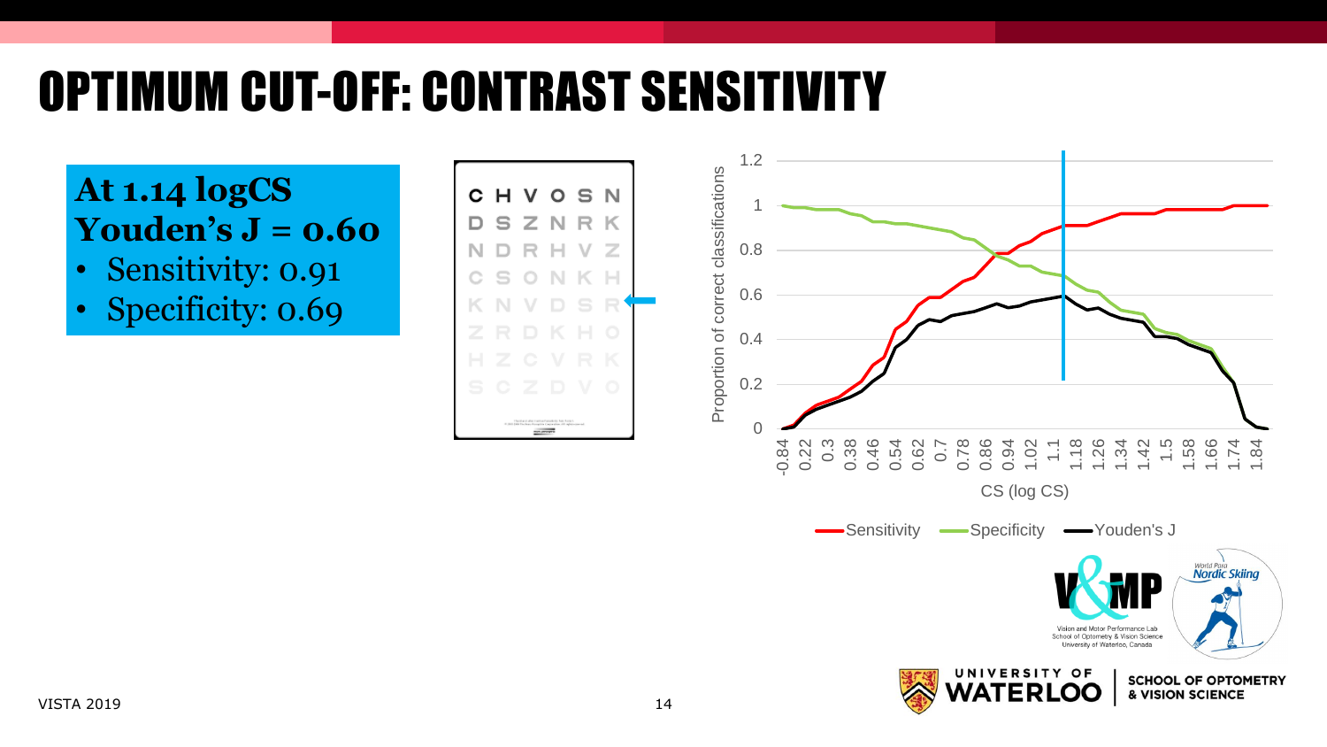# OPTIMUM CUT-OFF: CONTRAST SENSITIVITY

**At 1.14 logCS**
**Youden's J = 0.60**

- Sensitivity: 0.91
- Specificity: 0.69

C H V O S N
D S Z N R K
N D R H V Z
C S O N K H
K N V D S R
Z R D K H O
H Z C V R K
S C Z D V O

Proportion of correct classifications

CS (log CS)

Sensitivity  Specificity  Youden's J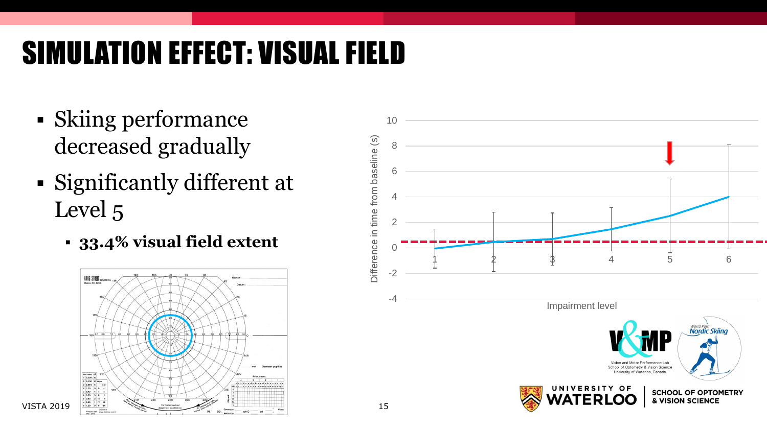# SIMULATION EFFECT: VISUAL FIELD

- Skiing performance decreased gradually
- Significantly different at Level 5
  - **33.4% visual field extent**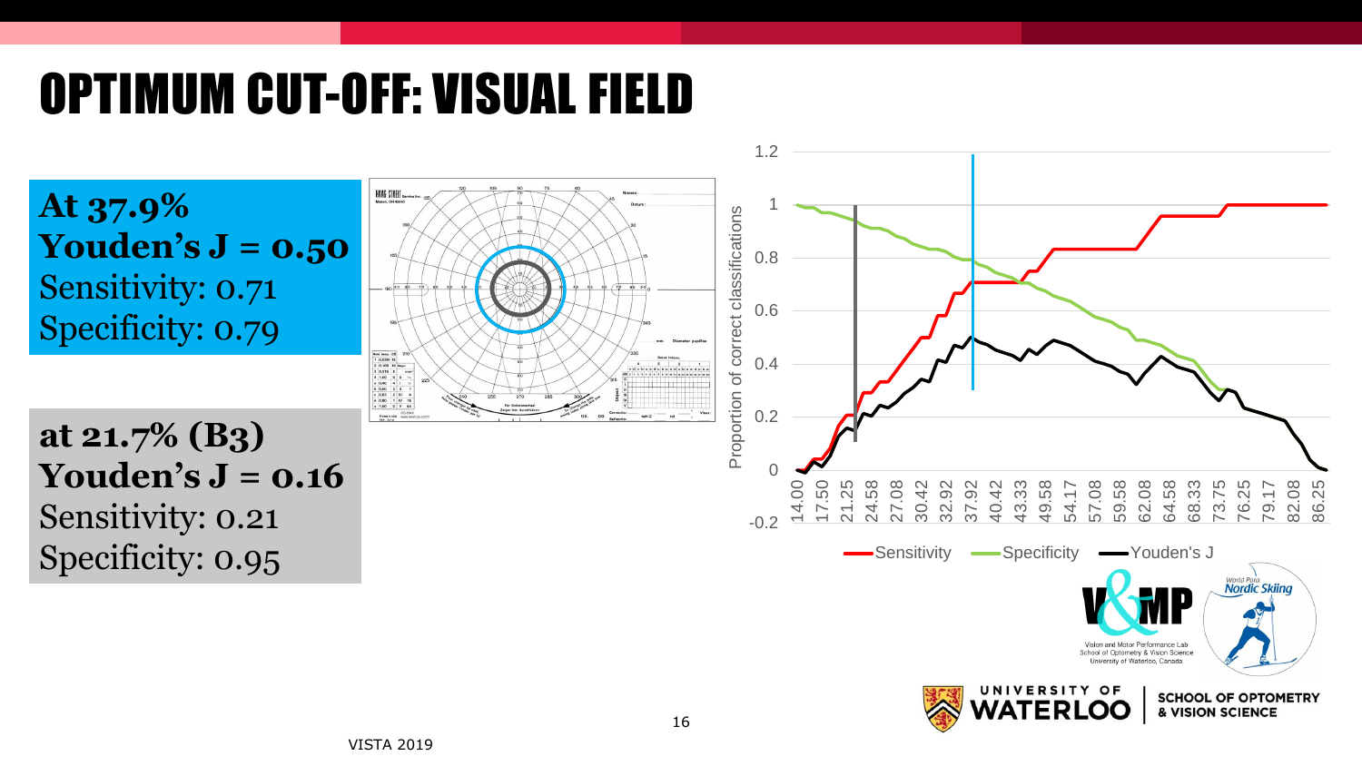# OPTIMUM CUT-OFF: VISUAL FIELD

**At 37.9%**
**Youden's J = 0.50**
Sensitivity: 0.71
Specificity: 0.79

**at 21.7% (B3)**
**Youden's J = 0.16**
Sensitivity: 0.21
Specificity: 0.95

VISTA 2019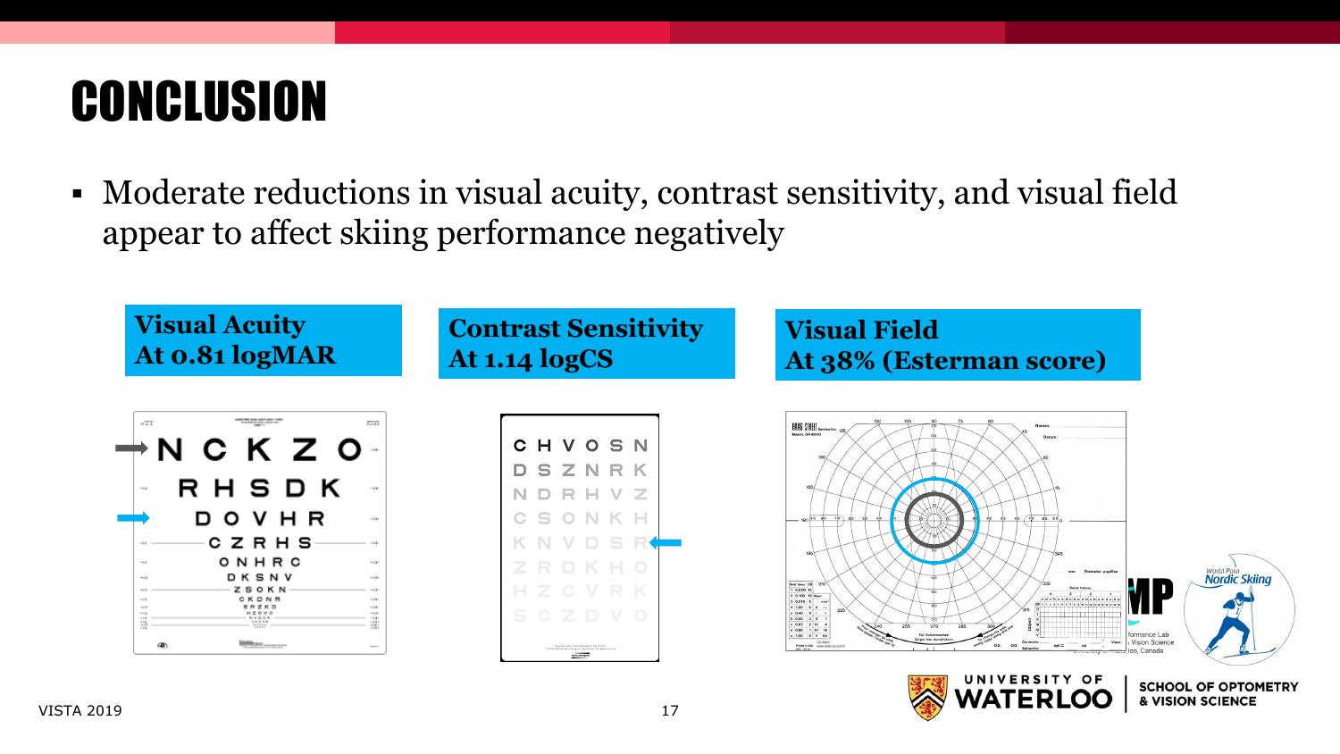# CONCLUSION

- Moderate reductions in visual acuity, contrast sensitivity, and visual field appear to affect skiing performance negatively

**Visual Acuity**
**At 0.81 logMAR**

**Contrast Sensitivity**
**At 1.14 logCS**

**Visual Field**
**At 38% (Esterman score)**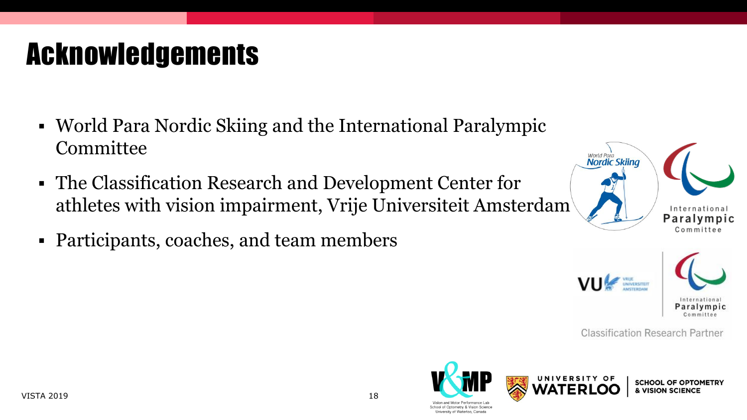# Acknowledgements

- World Para Nordic Skiing and the International Paralympic Committee
- The Classification Research and Development Center for athletes with vision impairment, Vrije Universiteit Amsterdam
- Participants, coaches, and team members